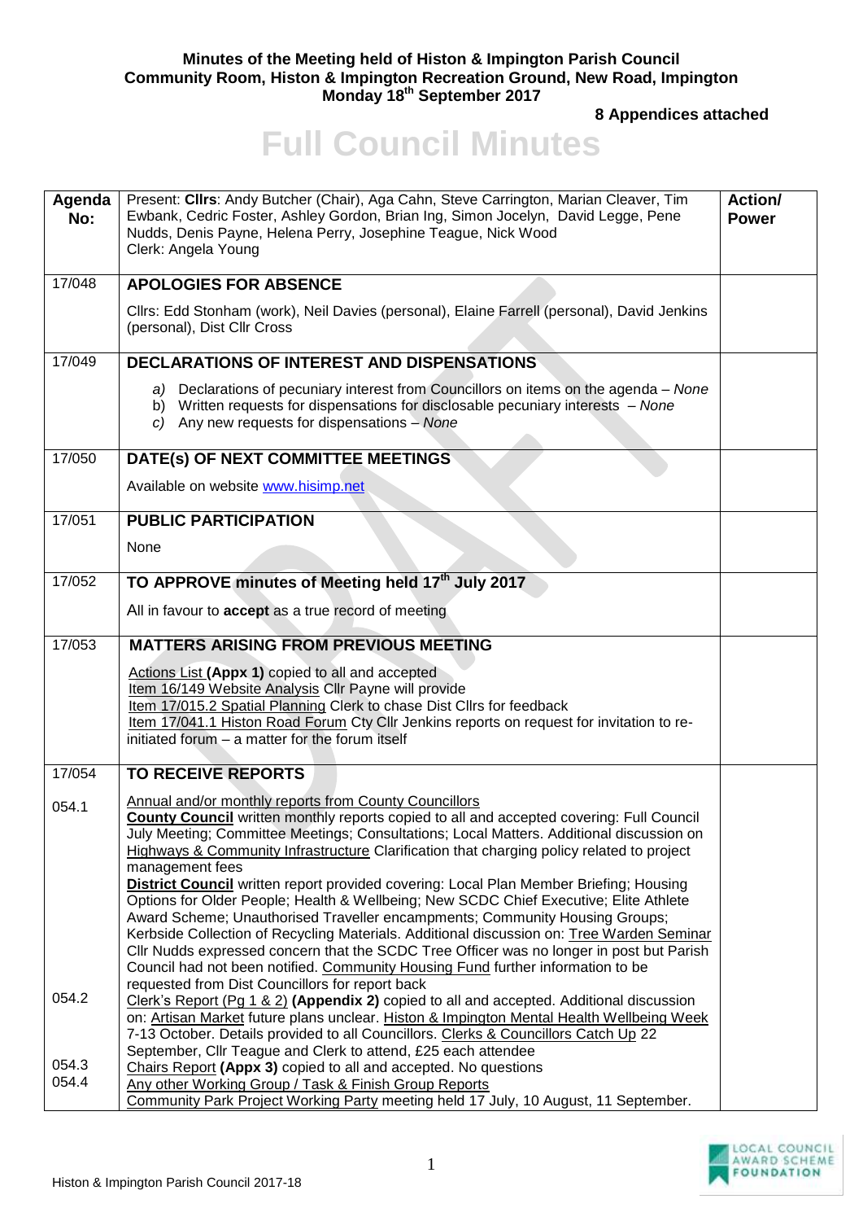**Minutes of the Meeting held of Histon & Impington Parish Council**
**Community Room, Histon & Impington Recreation Ground, New Road, Impington**
**Monday 18th September 2017**

**8 Appendices attached**

# Full Council Minutes

| Agenda No: | Present: **Cllrs**: Andy Butcher (Chair), Aga Cahn, Steve Carrington, Marian Cleaver, Tim Ewbank, Cedric Foster, Ashley Gordon, Brian Ing, Simon Jocelyn, David Legge, Pene Nudds, Denis Payne, Helena Perry, Josephine Teague, Nick Wood<br>Clerk: Angela Young | **Action/ Power** |
|---|---|---|
| 17/048 | **APOLOGIES FOR ABSENCE**<br><br>Cllrs: Edd Stonham (work), Neil Davies (personal), Elaine Farrell (personal), David Jenkins (personal), Dist Cllr Cross | |
| 17/049 | **DECLARATIONS OF INTEREST AND DISPENSATIONS**<br><br>*a)* Declarations of pecuniary interest from Councillors on items on the agenda – *None*<br>b) Written requests for dispensations for disclosable pecuniary interests – *None*<br>*c)* Any new requests for dispensations – *None* | |
| 17/050 | **DATE(s) OF NEXT COMMITTEE MEETINGS**<br><br>Available on website www.hisimp.net | |
| 17/051 | **PUBLIC PARTICIPATION**<br><br>None | |
| 17/052 | **TO APPROVE minutes of Meeting held 17th July 2017**<br><br>All in favour to **accept** as a true record of meeting | |
| 17/053 | **MATTERS ARISING FROM PREVIOUS MEETING**<br><br>Actions List **(Appx 1)** copied to all and accepted<br>Item 16/149 Website Analysis Cllr Payne will provide<br>Item 17/015.2 Spatial Planning Clerk to chase Dist Cllrs for feedback<br>Item 17/041.1 Histon Road Forum Cty Cllr Jenkins reports on request for invitation to re-initiated forum – a matter for the forum itself | |
| 17/054 | **TO RECEIVE REPORTS** | |
| 054.1 | Annual and/or monthly reports from County Councillors<br>**County Council** written monthly reports copied to all and accepted covering: Full Council July Meeting; Committee Meetings; Consultations; Local Matters. Additional discussion on Highways & Community Infrastructure Clarification that charging policy related to project management fees<br>**District Council** written report provided covering: Local Plan Member Briefing; Housing Options for Older People; Health & Wellbeing; New SCDC Chief Executive; Elite Athlete Award Scheme; Unauthorised Traveller encampments; Community Housing Groups; Kerbside Collection of Recycling Materials. Additional discussion on: Tree Warden Seminar Cllr Nudds expressed concern that the SCDC Tree Officer was no longer in post but Parish Council had not been notified. Community Housing Fund further information to be requested from Dist Councillors for report back | |
| 054.2 | Clerk's Report (Pg 1 & 2) **(Appendix 2)** copied to all and accepted. Additional discussion on: Artisan Market future plans unclear. Histon & Impington Mental Health Wellbeing Week 7-13 October. Details provided to all Councillors. Clerks & Councillors Catch Up 22 September, Cllr Teague and Clerk to attend, £25 each attendee | |
| 054.3 | Chairs Report **(Appx 3)** copied to all and accepted. No questions | |
| 054.4 | Any other Working Group / Task & Finish Group Reports<br>Community Park Project Working Party meeting held 17 July, 10 August, 11 September. | |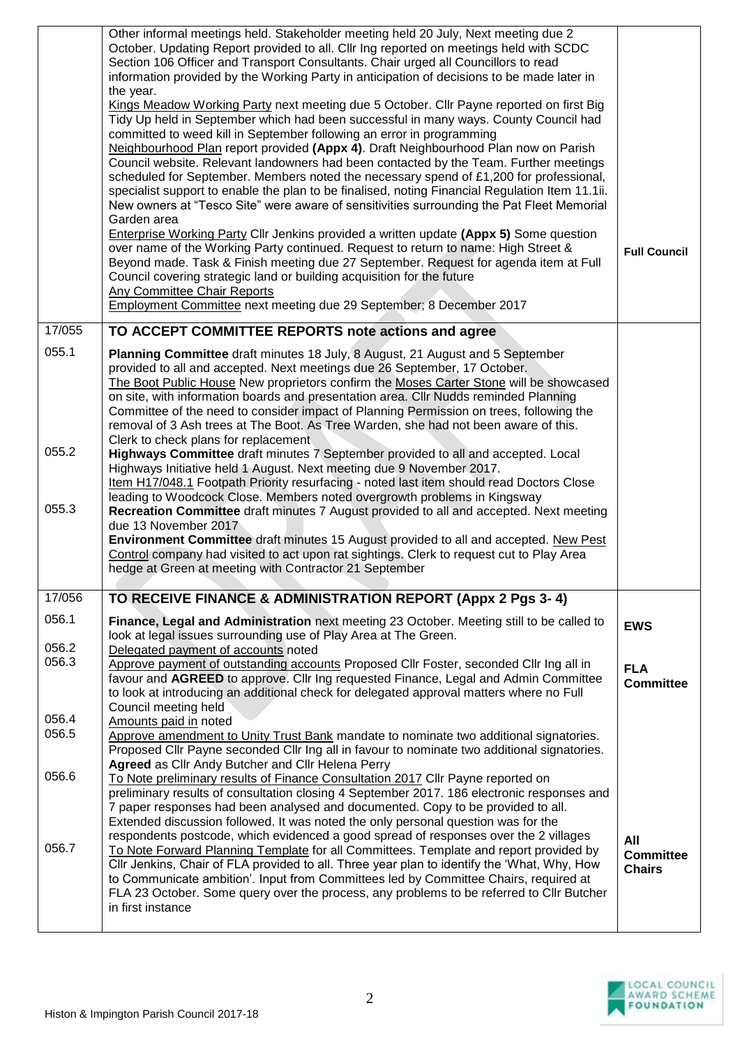| | | |
|---|---|---|
| | Other informal meetings held. Stakeholder meeting held 20 July, Next meeting due 2 October. Updating Report provided to all. Cllr Ing reported on meetings held with SCDC Section 106 Officer and Transport Consultants. Chair urged all Councillors to read information provided by the Working Party in anticipation of decisions to be made later in the year.<br>Kings Meadow Working Party next meeting due 5 October. Cllr Payne reported on first Big Tidy Up held in September which had been successful in many ways. County Council had committed to weed kill in September following an error in programming<br>Neighbourhood Plan report provided **(Appx 4)**. Draft Neighbourhood Plan now on Parish Council website. Relevant landowners had been contacted by the Team. Further meetings scheduled for September. Members noted the necessary spend of £1,200 for professional, specialist support to enable the plan to be finalised, noting Financial Regulation Item 11.1ii. New owners at "Tesco Site" were aware of sensitivities surrounding the Pat Fleet Memorial Garden area<br>Enterprise Working Party Cllr Jenkins provided a written update **(Appx 5)** Some question over name of the Working Party continued. Request to return to name: High Street & Beyond made. Task & Finish meeting due 27 September. Request for agenda item at Full Council covering strategic land or building acquisition for the future<br>Any Committee Chair Reports<br>Employment Committee next meeting due 29 September; 8 December 2017 | **Full Council** |
| 17/055 | **TO ACCEPT COMMITTEE REPORTS note actions and agree** | |
| 055.1 | **Planning Committee** draft minutes 18 July, 8 August, 21 August and 5 September provided to all and accepted. Next meetings due 26 September, 17 October.<br>The Boot Public House New proprietors confirm the Moses Carter Stone will be showcased on site, with information boards and presentation area. Cllr Nudds reminded Planning Committee of the need to consider impact of Planning Permission on trees, following the removal of 3 Ash trees at The Boot. As Tree Warden, she had not been aware of this. Clerk to check plans for replacement | |
| 055.2 | **Highways Committee** draft minutes 7 September provided to all and accepted. Local Highways Initiative held 1 August. Next meeting due 9 November 2017.<br>Item H17/048.1 Footpath Priority resurfacing - noted last item should read Doctors Close leading to Woodcock Close. Members noted overgrowth problems in Kingsway | |
| 055.3 | **Recreation Committee** draft minutes 7 August provided to all and accepted. Next meeting due 13 November 2017<br>**Environment Committee** draft minutes 15 August provided to all and accepted. New Pest Control company had visited to act upon rat sightings. Clerk to request cut to Play Area hedge at Green at meeting with Contractor 21 September | |
| 17/056 | **TO RECEIVE FINANCE & ADMINISTRATION REPORT (Appx 2 Pgs 3- 4)** | |
| 056.1 | **Finance, Legal and Administration** next meeting 23 October. Meeting still to be called to look at legal issues surrounding use of Play Area at The Green. | **EWS** |
| 056.2 | Delegated payment of accounts noted | |
| 056.3 | Approve payment of outstanding accounts Proposed Cllr Foster, seconded Cllr Ing all in favour and **AGREED** to approve. Cllr Ing requested Finance, Legal and Admin Committee to look at introducing an additional check for delegated approval matters where no Full Council meeting held | **FLA Committee** |
| 056.4 | Amounts paid in noted | |
| 056.5 | Approve amendment to Unity Trust Bank mandate to nominate two additional signatories. Proposed Cllr Payne seconded Cllr Ing all in favour to nominate two additional signatories. **Agreed** as Cllr Andy Butcher and Cllr Helena Perry | |
| 056.6 | To Note preliminary results of Finance Consultation 2017 Cllr Payne reported on preliminary results of consultation closing 4 September 2017. 186 electronic responses and 7 paper responses had been analysed and documented. Copy to be provided to all. Extended discussion followed. It was noted the only personal question was for the respondents postcode, which evidenced a good spread of responses over the 2 villages | |
| 056.7 | To Note Forward Planning Template for all Committees. Template and report provided by Cllr Jenkins, Chair of FLA provided to all. Three year plan to identify the 'What, Why, How to Communicate ambition'. Input from Committees led by Committee Chairs, required at FLA 23 October. Some query over the process, any problems to be referred to Cllr Butcher in first instance | **All Committee Chairs** |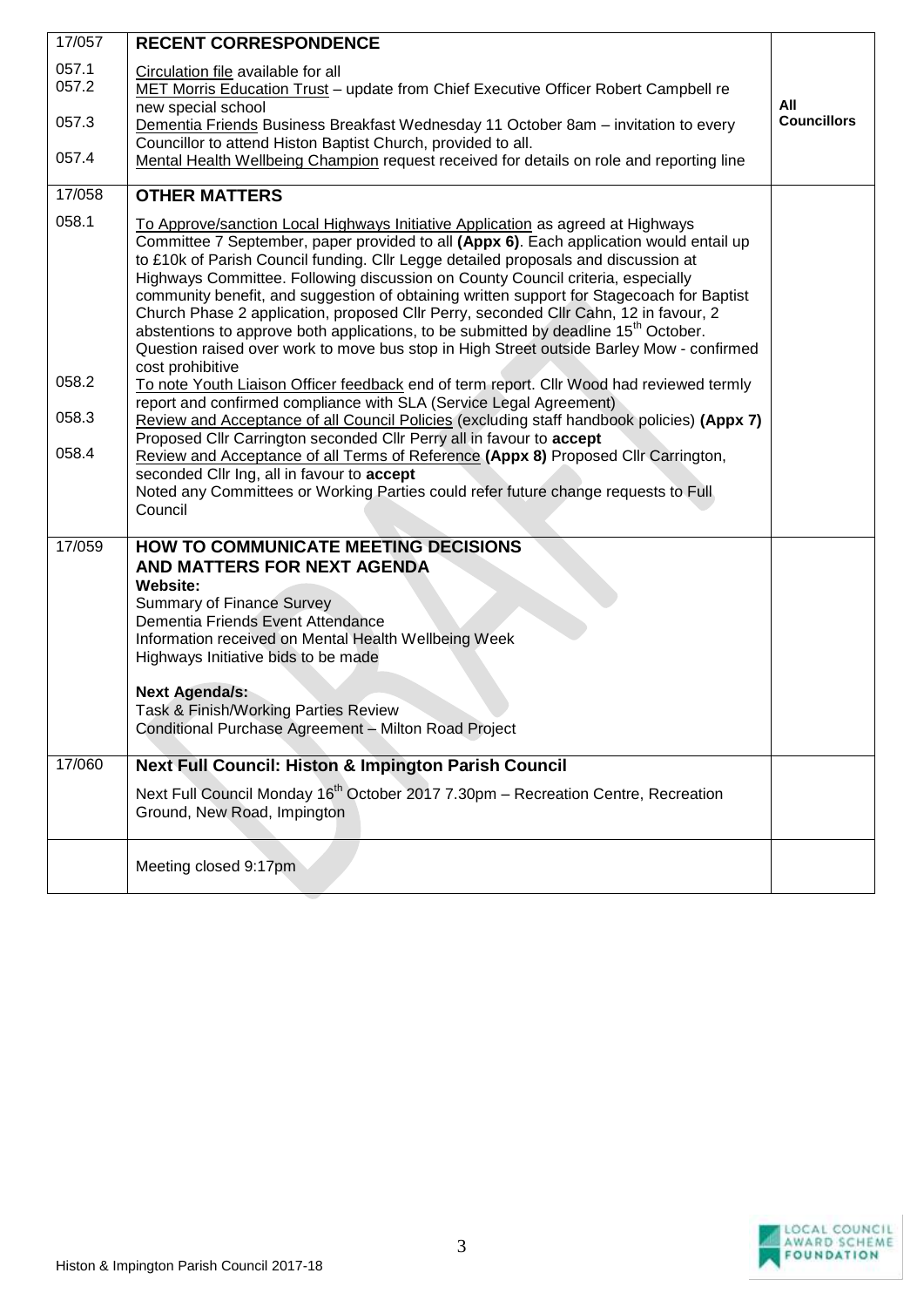| | | |
|---|---|---|
| 17/057 | **RECENT CORRESPONDENCE** | |
| 057.1<br>057.2<br><br>057.3<br><br>057.4 | Circulation file available for all<br>MET Morris Education Trust – update from Chief Executive Officer Robert Campbell re new special school<br>Dementia Friends Business Breakfast Wednesday 11 October 8am – invitation to every Councillor to attend Histon Baptist Church, provided to all.<br>Mental Health Wellbeing Champion request received for details on role and reporting line | **All Councillors** |
| 17/058 | **OTHER MATTERS** | |
| 058.1<br><br><br><br><br><br><br><br><br>058.2<br><br>058.3<br><br>058.4 | To Approve/sanction Local Highways Initiative Application as agreed at Highways Committee 7 September, paper provided to all **(Appx 6)**. Each application would entail up to £10k of Parish Council funding. Cllr Legge detailed proposals and discussion at Highways Committee. Following discussion on County Council criteria, especially community benefit, and suggestion of obtaining written support for Stagecoach for Baptist Church Phase 2 application, proposed Cllr Perry, seconded Cllr Cahn, 12 in favour, 2 abstentions to approve both applications, to be submitted by deadline 15th October. Question raised over work to move bus stop in High Street outside Barley Mow - confirmed cost prohibitive<br>To note Youth Liaison Officer feedback end of term report. Cllr Wood had reviewed termly report and confirmed compliance with SLA (Service Legal Agreement)<br>Review and Acceptance of all Council Policies (excluding staff handbook policies) **(Appx 7)** Proposed Cllr Carrington seconded Cllr Perry all in favour to **accept**<br>Review and Acceptance of all Terms of Reference **(Appx 8)** Proposed Cllr Carrington, seconded Cllr Ing, all in favour to **accept**<br>Noted any Committees or Working Parties could refer future change requests to Full Council | |
| 17/059 | **HOW TO COMMUNICATE MEETING DECISIONS AND MATTERS FOR NEXT AGENDA**<br>**Website:**<br>Summary of Finance Survey<br>Dementia Friends Event Attendance<br>Information received on Mental Health Wellbeing Week<br>Highways Initiative bids to be made<br><br>**Next Agenda/s:**<br>Task & Finish/Working Parties Review<br>Conditional Purchase Agreement – Milton Road Project | |
| 17/060 | **Next Full Council: Histon & Impington Parish Council**<br>Next Full Council Monday 16th October 2017 7.30pm – Recreation Centre, Recreation Ground, New Road, Impington | |
| | Meeting closed 9:17pm | |